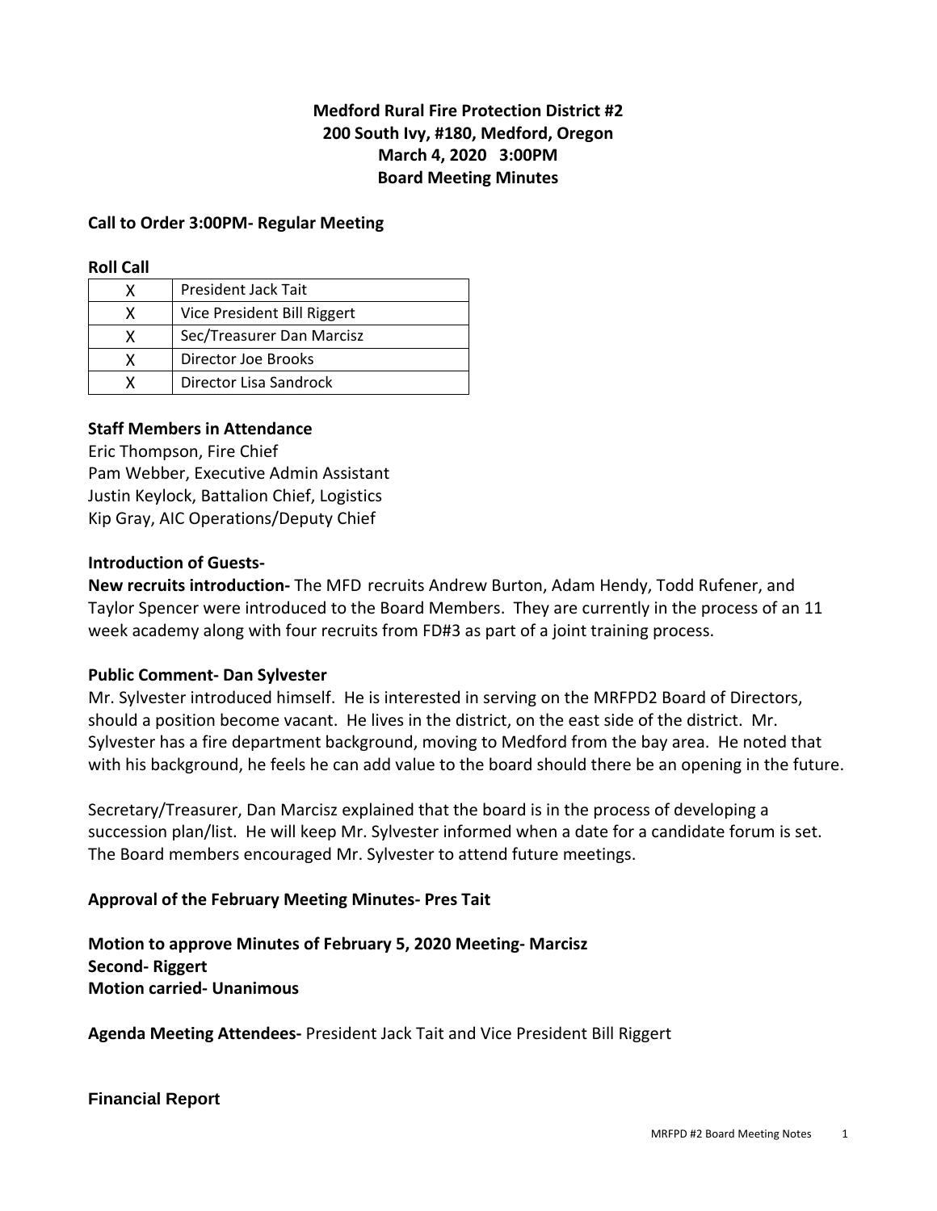**Medford Rural Fire Protection District #2**
**200 South Ivy, #180, Medford, Oregon**
**March 4, 2020 3:00PM**
**Board Meeting Minutes**

**Call to Order 3:00PM- Regular Meeting**

**Roll Call**

| | |
|---|---|
| X | President Jack Tait |
| X | Vice President Bill Riggert |
| X | Sec/Treasurer Dan Marcisz |
| X | Director Joe Brooks |
| X | Director Lisa Sandrock |

**Staff Members in Attendance**
Eric Thompson, Fire Chief
Pam Webber, Executive Admin Assistant
Justin Keylock, Battalion Chief, Logistics
Kip Gray, AIC Operations/Deputy Chief

**Introduction of Guests-**
**New recruits introduction-** The MFD recruits Andrew Burton, Adam Hendy, Todd Rufener, and Taylor Spencer were introduced to the Board Members. They are currently in the process of an 11 week academy along with four recruits from FD#3 as part of a joint training process.

**Public Comment- Dan Sylvester**
Mr. Sylvester introduced himself. He is interested in serving on the MRFPD2 Board of Directors, should a position become vacant. He lives in the district, on the east side of the district. Mr. Sylvester has a fire department background, moving to Medford from the bay area. He noted that with his background, he feels he can add value to the board should there be an opening in the future.

Secretary/Treasurer, Dan Marcisz explained that the board is in the process of developing a succession plan/list. He will keep Mr. Sylvester informed when a date for a candidate forum is set. The Board members encouraged Mr. Sylvester to attend future meetings.

**Approval of the February Meeting Minutes- Pres Tait**

**Motion to approve Minutes of February 5, 2020 Meeting- Marcisz**
**Second- Riggert**
**Motion carried- Unanimous**

**Agenda Meeting Attendees-** President Jack Tait and Vice President Bill Riggert

**Financial Report**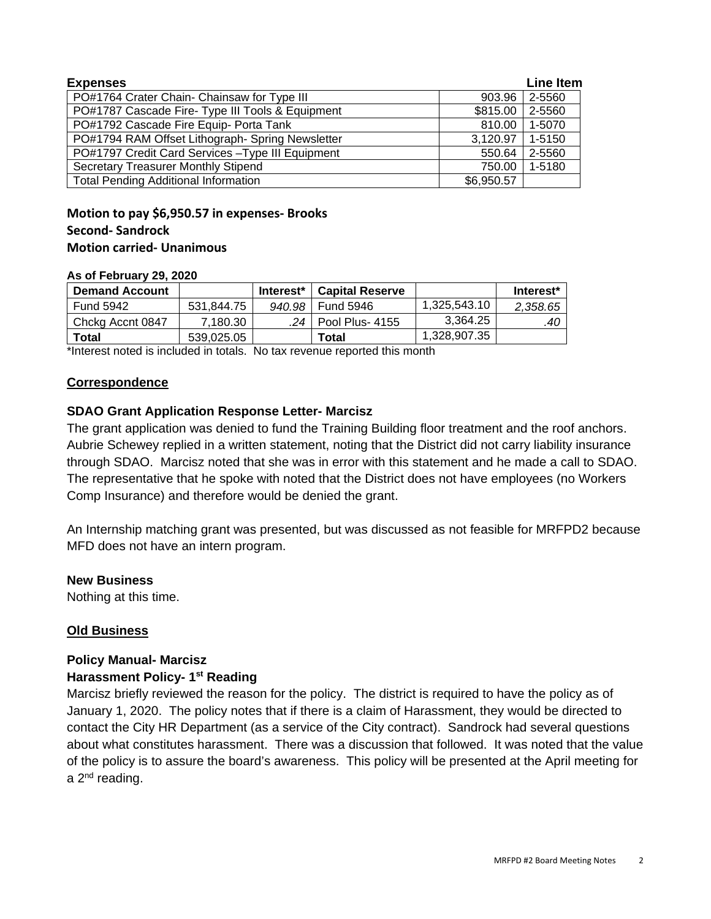| **Expenses** | | **Line Item** |
|---|---|---|
| PO#1764 Crater Chain- Chainsaw for Type III | 903.96 | 2-5560 |
| PO#1787 Cascade Fire- Type III Tools & Equipment | $815.00 | 2-5560 |
| PO#1792 Cascade Fire Equip- Porta Tank | 810.00 | 1-5070 |
| PO#1794 RAM Offset Lithograph- Spring Newsletter | 3,120.97 | 1-5150 |
| PO#1797 Credit Card Services –Type III Equipment | 550.64 | 2-5560 |
| Secretary Treasurer Monthly Stipend | 750.00 | 1-5180 |
| Total Pending Additional Information | $6,950.57 | |

**Motion to pay $6,950.57 in expenses- Brooks**
**Second- Sandrock**
**Motion carried- Unanimous**

**As of February 29, 2020**

| **Demand Account** | | **Interest*** | **Capital Reserve** | | **Interest*** |
|---|---|---|---|---|---|
| Fund 5942 | 531,844.75 | *940.98* | Fund 5946 | 1,325,543.10 | *2,358.65* |
| Chckg Accnt 0847 | 7,180.30 | *.24* | Pool Plus- 4155 | 3,364.25 | *.40* |
| **Total** | 539,025.05 | | **Total** | 1,328,907.35 | |

*Interest noted is included in totals. No tax revenue reported this month

## Correspondence

### SDAO Grant Application Response Letter- Marcisz

The grant application was denied to fund the Training Building floor treatment and the roof anchors. Aubrie Schewey replied in a written statement, noting that the District did not carry liability insurance through SDAO. Marcisz noted that she was in error with this statement and he made a call to SDAO. The representative that he spoke with noted that the District does not have employees (no Workers Comp Insurance) and therefore would be denied the grant.

An Internship matching grant was presented, but was discussed as not feasible for MRFPD2 because MFD does not have an intern program.

### New Business

Nothing at this time.

## Old Business

### Policy Manual- Marcisz

### Harassment Policy- 1st Reading

Marcisz briefly reviewed the reason for the policy. The district is required to have the policy as of January 1, 2020. The policy notes that if there is a claim of Harassment, they would be directed to contact the City HR Department (as a service of the City contract). Sandrock had several questions about what constitutes harassment. There was a discussion that followed. It was noted that the value of the policy is to assure the board's awareness. This policy will be presented at the April meeting for a 2nd reading.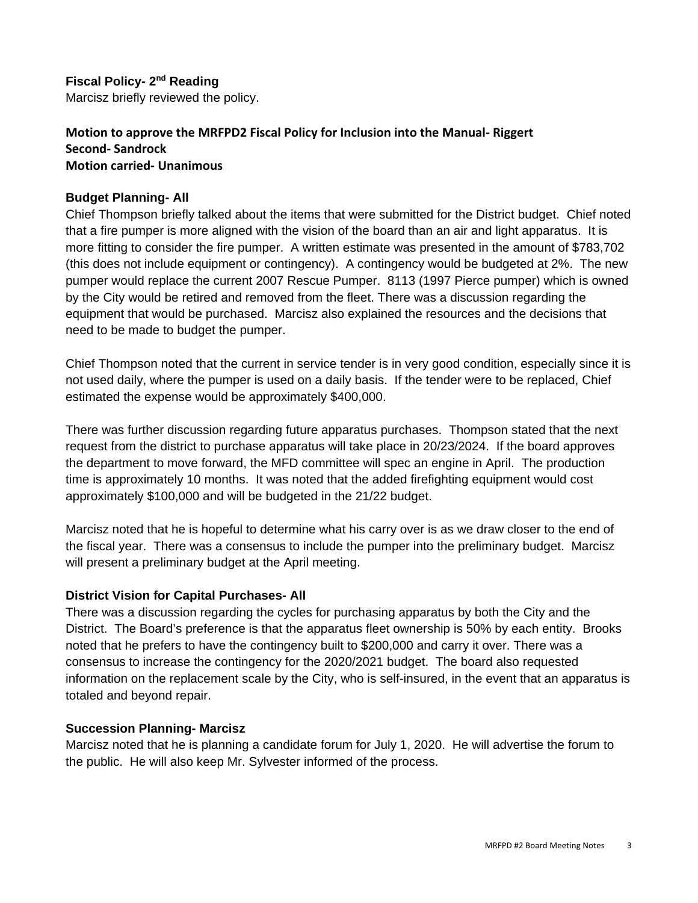**Fiscal Policy- 2nd Reading**
Marcisz briefly reviewed the policy.

**Motion to approve the MRFPD2 Fiscal Policy for Inclusion into the Manual- Riggert**
**Second- Sandrock**
**Motion carried- Unanimous**

**Budget Planning- All**
Chief Thompson briefly talked about the items that were submitted for the District budget. Chief noted that a fire pumper is more aligned with the vision of the board than an air and light apparatus. It is more fitting to consider the fire pumper. A written estimate was presented in the amount of $783,702 (this does not include equipment or contingency). A contingency would be budgeted at 2%. The new pumper would replace the current 2007 Rescue Pumper. 8113 (1997 Pierce pumper) which is owned by the City would be retired and removed from the fleet. There was a discussion regarding the equipment that would be purchased. Marcisz also explained the resources and the decisions that need to be made to budget the pumper.

Chief Thompson noted that the current in service tender is in very good condition, especially since it is not used daily, where the pumper is used on a daily basis. If the tender were to be replaced, Chief estimated the expense would be approximately $400,000.

There was further discussion regarding future apparatus purchases. Thompson stated that the next request from the district to purchase apparatus will take place in 20/23/2024. If the board approves the department to move forward, the MFD committee will spec an engine in April. The production time is approximately 10 months. It was noted that the added firefighting equipment would cost approximately $100,000 and will be budgeted in the 21/22 budget.

Marcisz noted that he is hopeful to determine what his carry over is as we draw closer to the end of the fiscal year. There was a consensus to include the pumper into the preliminary budget. Marcisz will present a preliminary budget at the April meeting.

**District Vision for Capital Purchases- All**
There was a discussion regarding the cycles for purchasing apparatus by both the City and the District. The Board's preference is that the apparatus fleet ownership is 50% by each entity. Brooks noted that he prefers to have the contingency built to $200,000 and carry it over. There was a consensus to increase the contingency for the 2020/2021 budget. The board also requested information on the replacement scale by the City, who is self-insured, in the event that an apparatus is totaled and beyond repair.

**Succession Planning- Marcisz**
Marcisz noted that he is planning a candidate forum for July 1, 2020. He will advertise the forum to the public. He will also keep Mr. Sylvester informed of the process.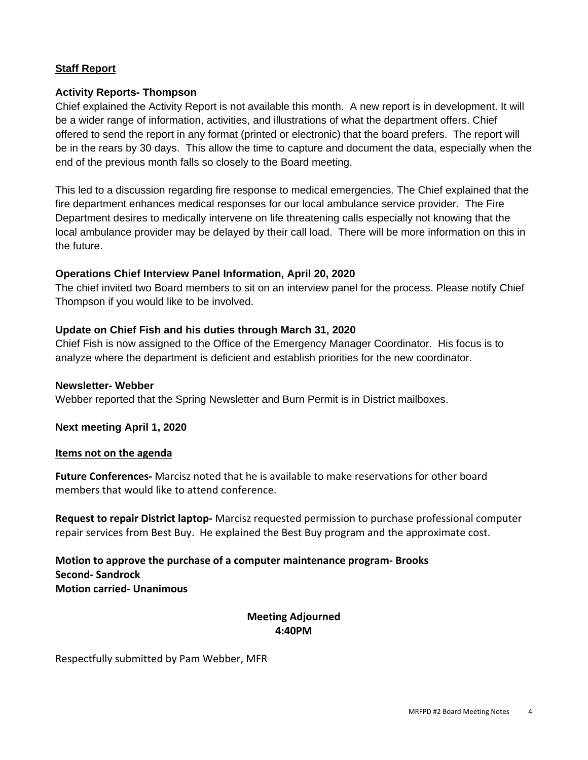## Staff Report

### Activity Reports- Thompson

Chief explained the Activity Report is not available this month. A new report is in development. It will be a wider range of information, activities, and illustrations of what the department offers. Chief offered to send the report in any format (printed or electronic) that the board prefers. The report will be in the rears by 30 days. This allow the time to capture and document the data, especially when the end of the previous month falls so closely to the Board meeting.

This led to a discussion regarding fire response to medical emergencies. The Chief explained that the fire department enhances medical responses for our local ambulance service provider. The Fire Department desires to medically intervene on life threatening calls especially not knowing that the local ambulance provider may be delayed by their call load. There will be more information on this in the future.

### Operations Chief Interview Panel Information, April 20, 2020

The chief invited two Board members to sit on an interview panel for the process. Please notify Chief Thompson if you would like to be involved.

### Update on Chief Fish and his duties through March 31, 2020

Chief Fish is now assigned to the Office of the Emergency Manager Coordinator. His focus is to analyze where the department is deficient and establish priorities for the new coordinator.

### Newsletter- Webber

Webber reported that the Spring Newsletter and Burn Permit is in District mailboxes.

### Next meeting April 1, 2020

## Items not on the agenda

**Future Conferences-** Marcisz noted that he is available to make reservations for other board members that would like to attend conference.

**Request to repair District laptop-** Marcisz requested permission to purchase professional computer repair services from Best Buy. He explained the Best Buy program and the approximate cost.

**Motion to approve the purchase of a computer maintenance program- Brooks**
**Second- Sandrock**
**Motion carried- Unanimous**

**Meeting Adjourned**
**4:40PM**

Respectfully submitted by Pam Webber, MFR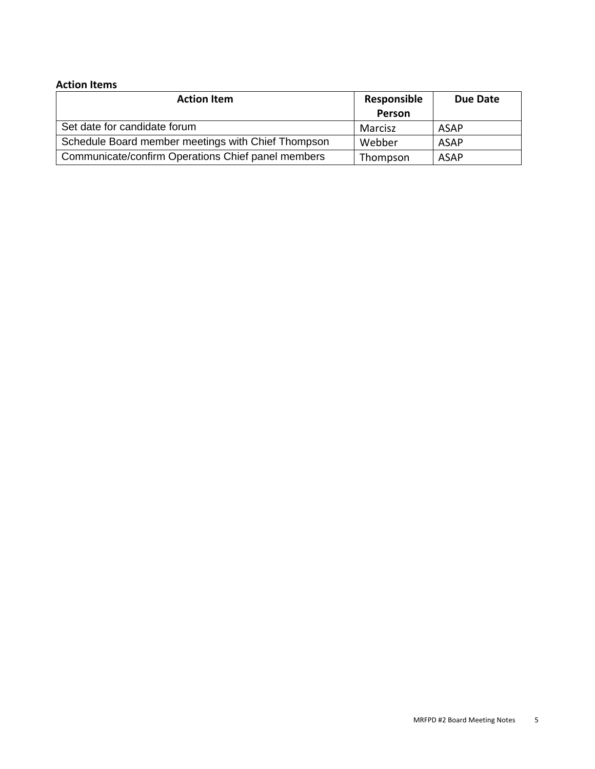**Action Items**

| Action Item | Responsible Person | Due Date |
|---|---|---|
| Set date for candidate forum | Marcisz | ASAP |
| Schedule Board member meetings with Chief Thompson | Webber | ASAP |
| Communicate/confirm Operations Chief panel members | Thompson | ASAP |